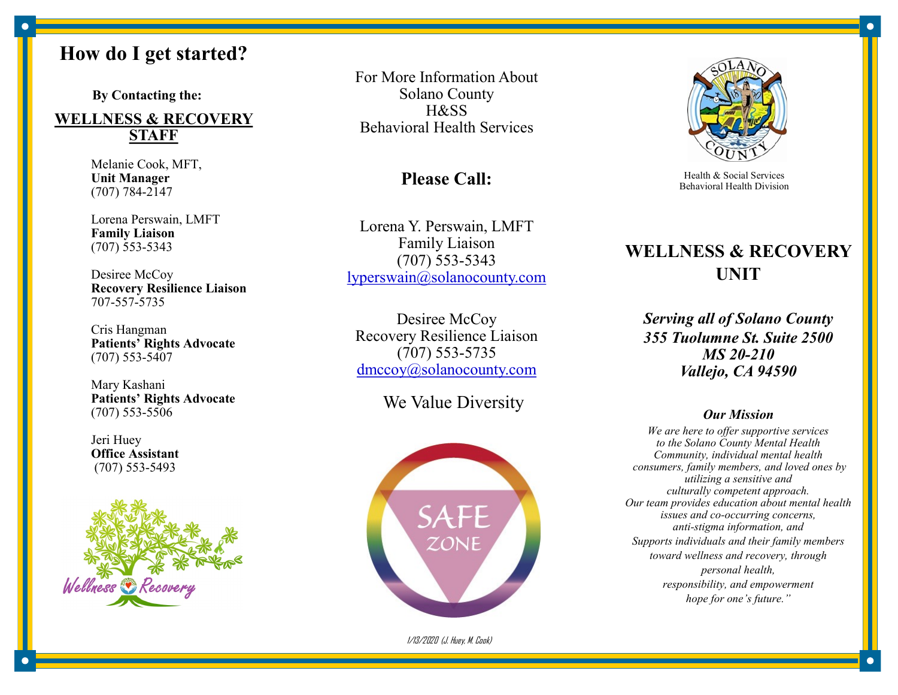# How do I get started?

**By Contacting the:**

**WELLNESS & RECOVERY STAFF**

Melanie Cook, MFT,
**Unit Manager**
(707) 784-2147

Lorena Perswain, LMFT
**Family Liaison**
(707) 553-5343

Desiree McCoy
**Recovery Resilience Liaison**
707-557-5735

Cris Hangman
**Patients' Rights Advocate**
(707) 553-5407

Mary Kashani
**Patients' Rights Advocate**
(707) 553-5506

Jeri Huey
**Office Assistant**
(707) 553-5493

Wellness Recovery

For More Information About
Solano County
H&SS
Behavioral Health Services

## Please Call:

Lorena Y. Perswain, LMFT
Family Liaison
(707) 553-5343
lyperswain@solanocounty.com

Desiree McCoy
Recovery Resilience Liaison
(707) 553-5735
dmccoy@solanocounty.com

We Value Diversity

SAFE ZONE

1/13/2020 (J. Huey, M. Cook)

Health & Social Services
Behavioral Health Division

# WELLNESS & RECOVERY UNIT

***Serving all of Solano County***
***355 Tuolumne St. Suite 2500***
***MS 20-210***
***Vallejo, CA 94590***

***Our Mission***

*We are here to offer supportive services to the Solano County Mental Health Community, individual mental health consumers, family members, and loved ones by utilizing a sensitive and culturally competent approach. Our team provides education about mental health issues and co-occurring concerns, anti-stigma information, and Supports individuals and their family members toward wellness and recovery, through personal health, responsibility, and empowerment hope for one's future."*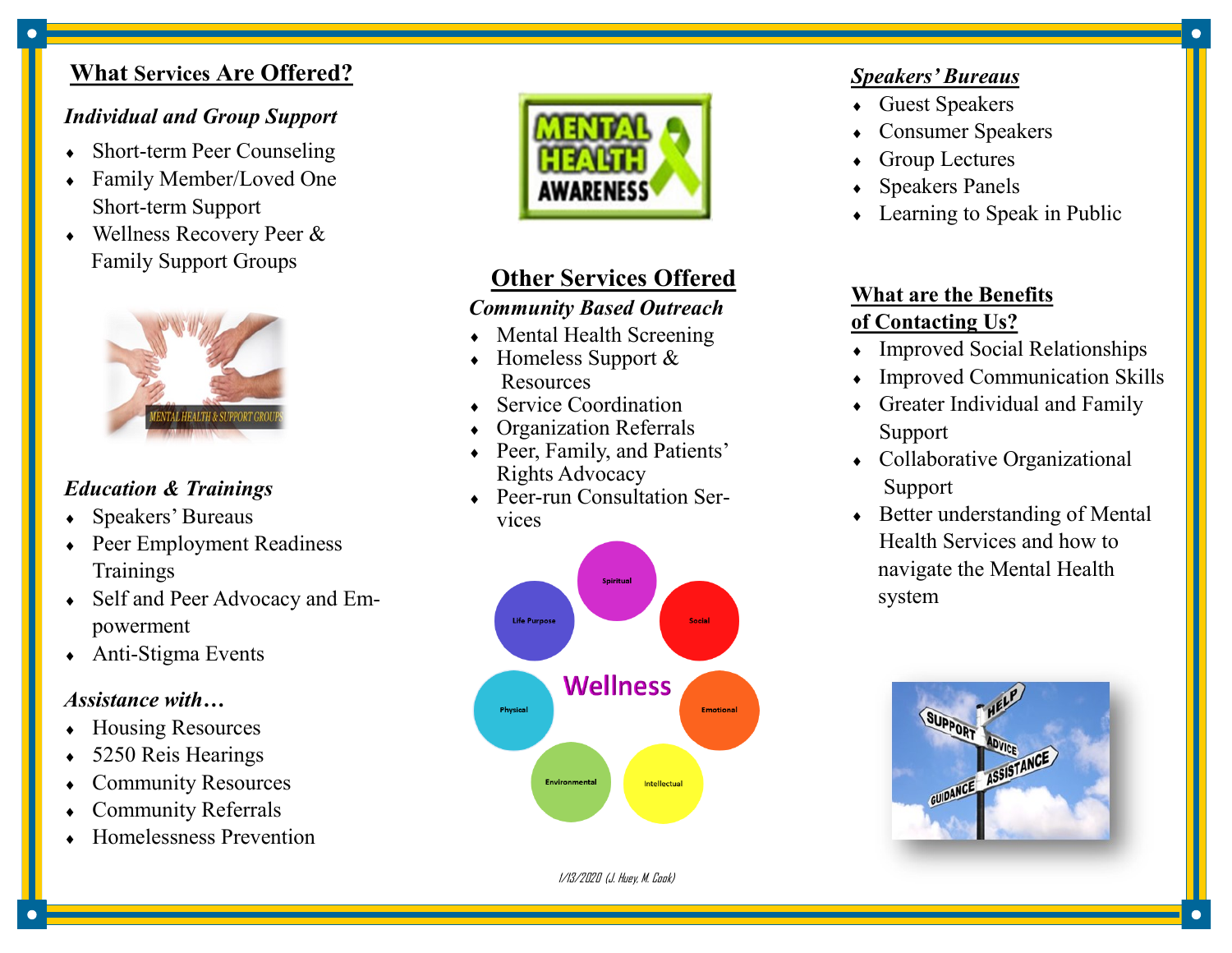## What Services Are Offered?

### *Individual and Group Support*

- Short-term Peer Counseling
- Family Member/Loved One Short-term Support
- Wellness Recovery Peer & Family Support Groups

### *Education & Trainings*

- Speakers' Bureaus
- Peer Employment Readiness Trainings
- Self and Peer Advocacy and Empowerment
- Anti-Stigma Events

### *Assistance with…*

- Housing Resources
- 5250 Reis Hearings
- Community Resources
- Community Referrals
- Homelessness Prevention

## Other Services Offered

### *Community Based Outreach*

- Mental Health Screening
- Homeless Support & Resources
- Service Coordination
- Organization Referrals
- Peer, Family, and Patients' Rights Advocacy
- Peer-run Consultation Services

Spiritual
Social
Emotional
Intellectual
Environmental
Physical
Life Purpose
Wellness

1/13/2020 (J. Huey, M. Cook)

### *Speakers' Bureaus*

- Guest Speakers
- Consumer Speakers
- Group Lectures
- Speakers Panels
- Learning to Speak in Public

## What are the Benefits of Contacting Us?

- Improved Social Relationships
- Improved Communication Skills
- Greater Individual and Family Support
- Collaborative Organizational Support
- Better understanding of Mental Health Services and how to navigate the Mental Health system